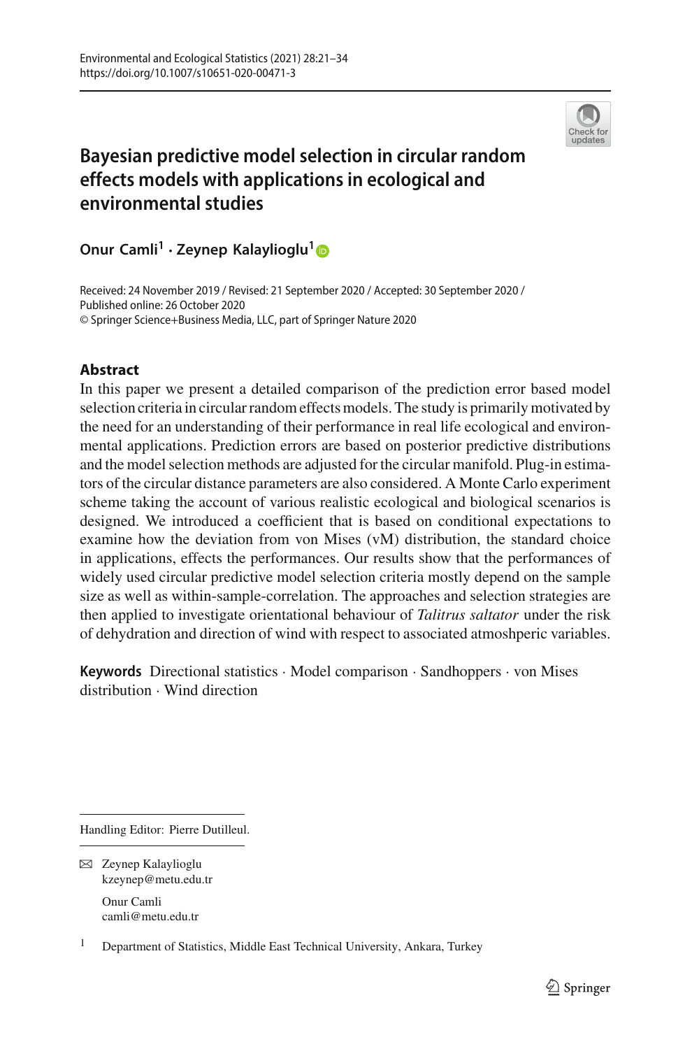# Bayesian predictive model selection in circular random effects models with applications in ecological and environmental studies

**Onur Camli[1] · Zeynep Kalaylioglu[1]**

Received: 24 November 2019 / Revised: 21 September 2020 / Accepted: 30 September 2020 / Published online: 26 October 2020
© Springer Science+Business Media, LLC, part of Springer Nature 2020

## Abstract

In this paper we present a detailed comparison of the prediction error based model selection criteria in circular random effects models. The study is primarily motivated by the need for an understanding of their performance in real life ecological and environmental applications. Prediction errors are based on posterior predictive distributions and the model selection methods are adjusted for the circular manifold. Plug-in estimators of the circular distance parameters are also considered. A Monte Carlo experiment scheme taking the account of various realistic ecological and biological scenarios is designed. We introduced a coefficient that is based on conditional expectations to examine how the deviation from von Mises (vM) distribution, the standard choice in applications, effects the performances. Our results show that the performances of widely used circular predictive model selection criteria mostly depend on the sample size as well as within-sample-correlation. The approaches and selection strategies are then applied to investigate orientational behaviour of *Talitrus saltator* under the risk of dehydration and direction of wind with respect to associated atmoshperic variables.

**Keywords** Directional statistics · Model comparison · Sandhoppers · von Mises distribution · Wind direction

Handling Editor: Pierre Dutilleul.

✉ Zeynep Kalaylioglu
kzeynep@metu.edu.tr

Onur Camli
camli@metu.edu.tr

[1] Department of Statistics, Middle East Technical University, Ankara, Turkey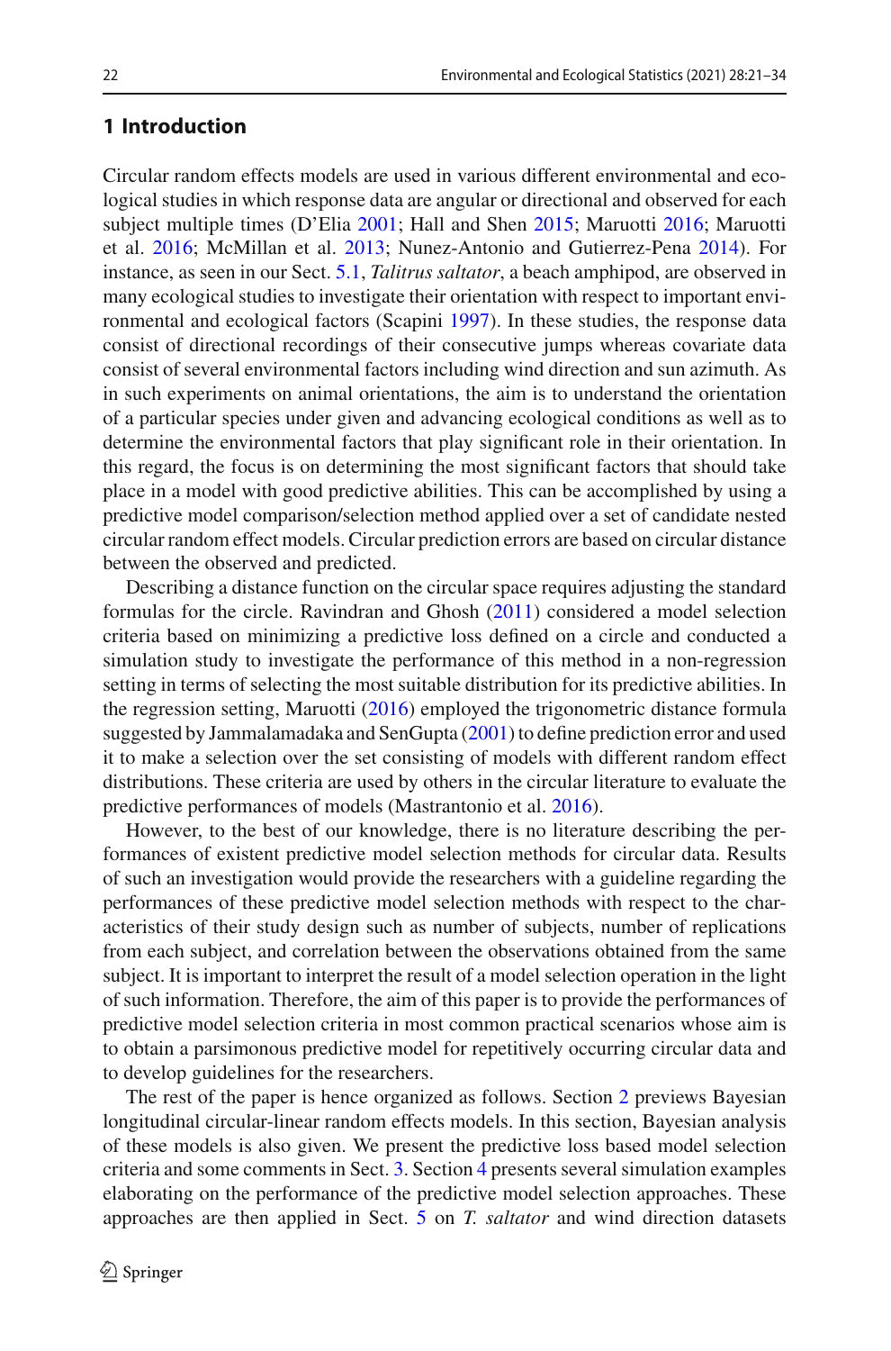## 1 Introduction

Circular random effects models are used in various different environmental and ecological studies in which response data are angular or directional and observed for each subject multiple times (D'Elia 2001; Hall and Shen 2015; Maruotti 2016; Maruotti et al. 2016; McMillan et al. 2013; Nunez-Antonio and Gutierrez-Pena 2014). For instance, as seen in our Sect. 5.1, *Talitrus saltator*, a beach amphipod, are observed in many ecological studies to investigate their orientation with respect to important environmental and ecological factors (Scapini 1997). In these studies, the response data consist of directional recordings of their consecutive jumps whereas covariate data consist of several environmental factors including wind direction and sun azimuth. As in such experiments on animal orientations, the aim is to understand the orientation of a particular species under given and advancing ecological conditions as well as to determine the environmental factors that play significant role in their orientation. In this regard, the focus is on determining the most significant factors that should take place in a model with good predictive abilities. This can be accomplished by using a predictive model comparison/selection method applied over a set of candidate nested circular random effect models. Circular prediction errors are based on circular distance between the observed and predicted.

Describing a distance function on the circular space requires adjusting the standard formulas for the circle. Ravindran and Ghosh (2011) considered a model selection criteria based on minimizing a predictive loss defined on a circle and conducted a simulation study to investigate the performance of this method in a non-regression setting in terms of selecting the most suitable distribution for its predictive abilities. In the regression setting, Maruotti (2016) employed the trigonometric distance formula suggested by Jammalamadaka and SenGupta (2001) to define prediction error and used it to make a selection over the set consisting of models with different random effect distributions. These criteria are used by others in the circular literature to evaluate the predictive performances of models (Mastrantonio et al. 2016).

However, to the best of our knowledge, there is no literature describing the performances of existent predictive model selection methods for circular data. Results of such an investigation would provide the researchers with a guideline regarding the performances of these predictive model selection methods with respect to the characteristics of their study design such as number of subjects, number of replications from each subject, and correlation between the observations obtained from the same subject. It is important to interpret the result of a model selection operation in the light of such information. Therefore, the aim of this paper is to provide the performances of predictive model selection criteria in most common practical scenarios whose aim is to obtain a parsimonous predictive model for repetitively occurring circular data and to develop guidelines for the researchers.

The rest of the paper is hence organized as follows. Section 2 previews Bayesian longitudinal circular-linear random effects models. In this section, Bayesian analysis of these models is also given. We present the predictive loss based model selection criteria and some comments in Sect. 3. Section 4 presents several simulation examples elaborating on the performance of the predictive model selection approaches. These approaches are then applied in Sect. 5 on *T. saltator* and wind direction datasets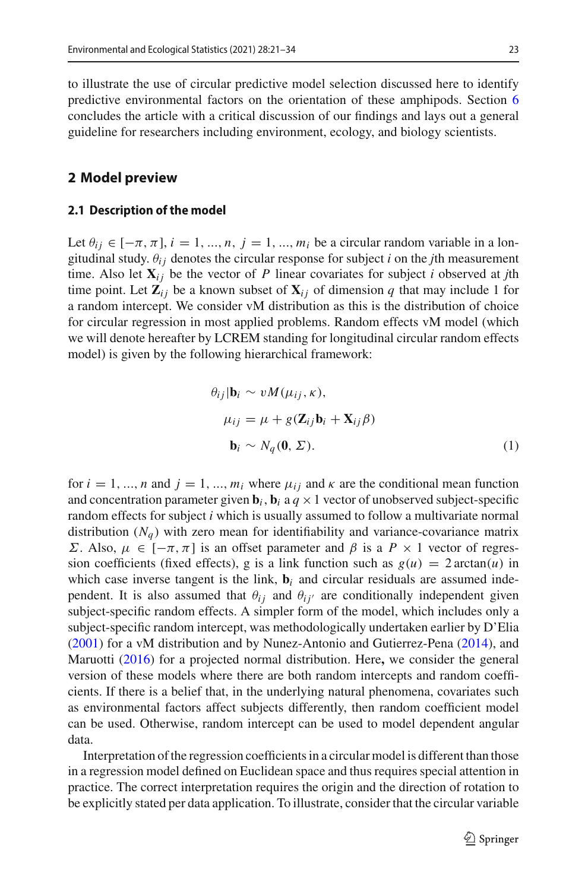to illustrate the use of circular predictive model selection discussed here to identify predictive environmental factors on the orientation of these amphipods. Section 6 concludes the article with a critical discussion of our findings and lays out a general guideline for researchers including environment, ecology, and biology scientists.

## 2 Model preview

### 2.1 Description of the model

Let $\theta_{ij} \in [-\pi, \pi]$, $i = 1, ..., n$, $j = 1, ..., m_i$ be a circular random variable in a longitudinal study. $\theta_{ij}$ denotes the circular response for subject $i$ on the $j$th measurement time. Also let $\mathbf{X}_{ij}$ be the vector of $P$ linear covariates for subject $i$ observed at $j$th time point. Let $\mathbf{Z}_{ij}$ be a known subset of $\mathbf{X}_{ij}$ of dimension $q$ that may include 1 for a random intercept. We consider vM distribution as this is the distribution of choice for circular regression in most applied problems. Random effects vM model (which we will denote hereafter by LCREM standing for longitudinal circular random effects model) is given by the following hierarchical framework:

$$
\begin{aligned}
\theta_{ij}|\mathbf{b}_i &\sim vM(\mu_{ij}, \kappa), \\
\mu_{ij} &= \mu + g(\mathbf{Z}_{ij}\mathbf{b}_i + \mathbf{X}_{ij}\beta) \\
\mathbf{b}_i &\sim N_q(\mathbf{0}, \Sigma).
\end{aligned} \tag{1}
$$

for $i = 1, ..., n$ and $j = 1, ..., m_i$ where $\mu_{ij}$ and $\kappa$ are the conditional mean function and concentration parameter given $\mathbf{b}_i$, $\mathbf{b}_i$ a $q \times 1$ vector of unobserved subject-specific random effects for subject $i$ which is usually assumed to follow a multivariate normal distribution ($N_q$) with zero mean for identifiability and variance-covariance matrix $\Sigma$. Also, $\mu \in [-\pi, \pi]$ is an offset parameter and $\beta$ is a $P \times 1$ vector of regression coefficients (fixed effects), g is a link function such as $g(u) = 2\arctan(u)$ in which case inverse tangent is the link, $\mathbf{b}_i$ and circular residuals are assumed independent. It is also assumed that $\theta_{ij}$ and $\theta_{ij'}$ are conditionally independent given subject-specific random effects. A simpler form of the model, which includes only a subject-specific random intercept, was methodologically undertaken earlier by D'Elia (2001) for a vM distribution and by Nunez-Antonio and Gutierrez-Pena (2014), and Maruotti (2016) for a projected normal distribution. Here**,** we consider the general version of these models where there are both random intercepts and random coefficients. If there is a belief that, in the underlying natural phenomena, covariates such as environmental factors affect subjects differently, then random coefficient model can be used. Otherwise, random intercept can be used to model dependent angular data.

Interpretation of the regression coefficients in a circular model is different than those in a regression model defined on Euclidean space and thus requires special attention in practice. The correct interpretation requires the origin and the direction of rotation to be explicitly stated per data application. To illustrate, consider that the circular variable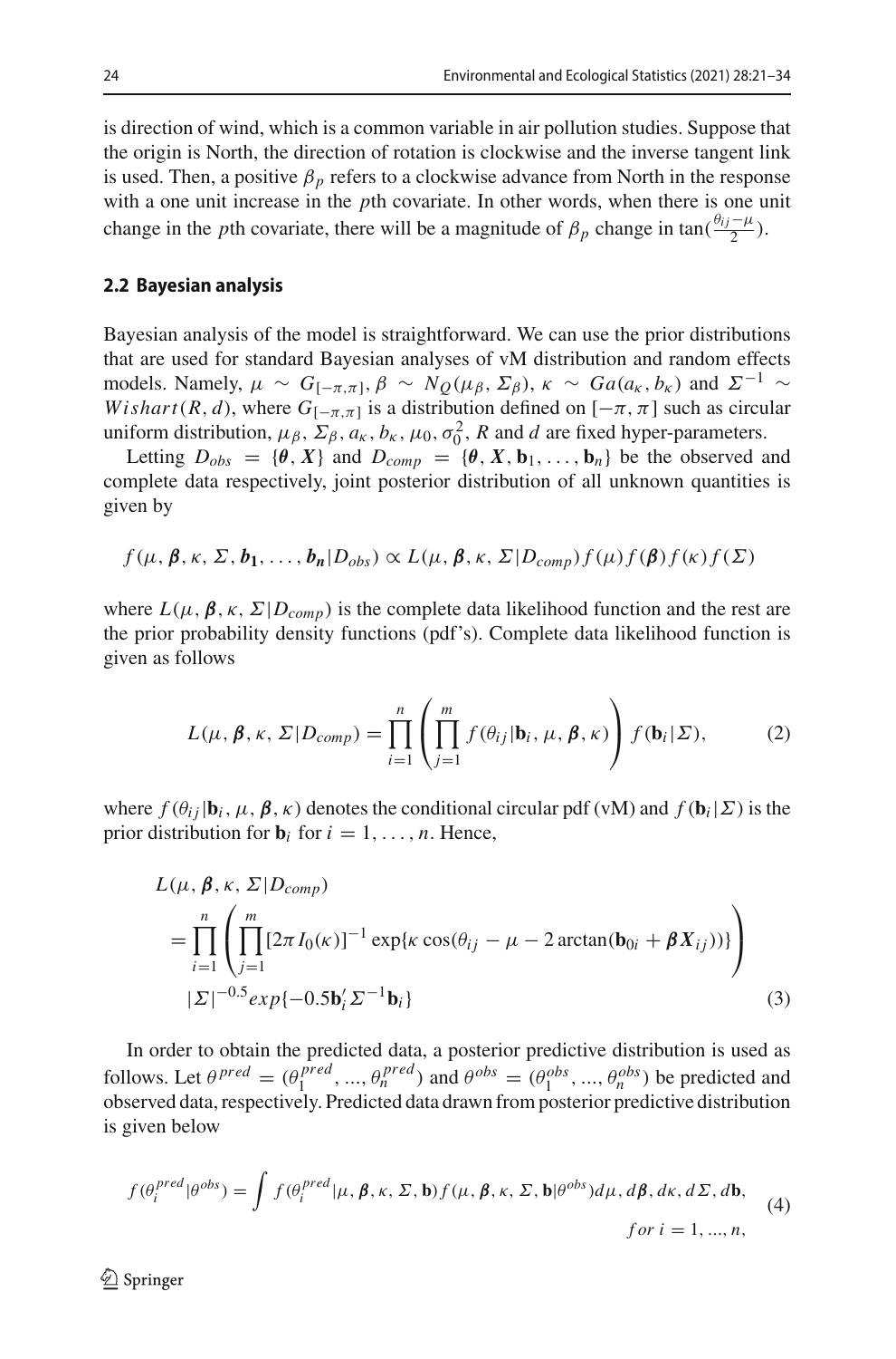is direction of wind, which is a common variable in air pollution studies. Suppose that the origin is North, the direction of rotation is clockwise and the inverse tangent link is used. Then, a positive $\beta_p$ refers to a clockwise advance from North in the response with a one unit increase in the $p$th covariate. In other words, when there is one unit change in the $p$th covariate, there will be a magnitude of $\beta_p$ change in $\tan(\frac{\theta_{ij}-\mu}{2})$.

### 2.2 Bayesian analysis

Bayesian analysis of the model is straightforward. We can use the prior distributions that are used for standard Bayesian analyses of vM distribution and random effects models. Namely, $\mu \sim G_{[-\pi,\pi]}$, $\beta \sim N_Q(\mu_\beta, \Sigma_\beta)$, $\kappa \sim Ga(a_\kappa, b_\kappa)$ and $\Sigma^{-1} \sim Wishart(R, d)$, where $G_{[-\pi,\pi]}$ is a distribution defined on $[-\pi, \pi]$ such as circular uniform distribution, $\mu_\beta$, $\Sigma_\beta$, $a_\kappa$, $b_\kappa$, $\mu_0$, $\sigma_0^2$, $R$ and $d$ are fixed hyper-parameters.

Letting $D_{obs} = \{\boldsymbol{\theta}, \boldsymbol{X}\}$ and $D_{comp} = \{\boldsymbol{\theta}, \boldsymbol{X}, \mathbf{b}_1, \ldots, \mathbf{b}_n\}$ be the observed and complete data respectively, joint posterior distribution of all unknown quantities is given by

$$f(\mu, \boldsymbol{\beta}, \kappa, \Sigma, \boldsymbol{b_1}, \ldots, \boldsymbol{b_n}|D_{obs}) \propto L(\mu, \boldsymbol{\beta}, \kappa, \Sigma|D_{comp}) f(\mu) f(\boldsymbol{\beta}) f(\kappa) f(\Sigma)$$

where $L(\mu, \boldsymbol{\beta}, \kappa, \Sigma|D_{comp})$ is the complete data likelihood function and the rest are the prior probability density functions (pdf's). Complete data likelihood function is given as follows

$$L(\mu, \boldsymbol{\beta}, \kappa, \Sigma|D_{comp}) = \prod_{i=1}^{n} \left( \prod_{j=1}^{m} f(\theta_{ij}|\mathbf{b}_i, \mu, \boldsymbol{\beta}, \kappa) \right) f(\mathbf{b}_i|\Sigma), \tag{2}$$

where $f(\theta_{ij}|\mathbf{b}_i, \mu, \boldsymbol{\beta}, \kappa)$ denotes the conditional circular pdf (vM) and $f(\mathbf{b}_i|\Sigma)$ is the prior distribution for $\mathbf{b}_i$ for $i = 1, \ldots, n$. Hence,

$$\begin{aligned} &L(\mu, \boldsymbol{\beta}, \kappa, \Sigma|D_{comp}) \\ &= \prod_{i=1}^{n} \left( \prod_{j=1}^{m} [2\pi I_0(\kappa)]^{-1} \exp\{\kappa \cos(\theta_{ij} - \mu - 2\arctan(\mathbf{b}_{0i} + \boldsymbol{\beta} \boldsymbol{X}_{ij}))\} \right) \\ &\quad |\Sigma|^{-0.5} exp\{-0.5\mathbf{b}_i' \Sigma^{-1} \mathbf{b}_i\} \end{aligned} \tag{3}$$

In order to obtain the predicted data, a posterior predictive distribution is used as follows. Let $\theta^{pred} = (\theta_1^{pred}, ..., \theta_n^{pred})$ and $\theta^{obs} = (\theta_1^{obs}, ..., \theta_n^{obs})$ be predicted and observed data, respectively. Predicted data drawn from posterior predictive distribution is given below

$$f(\theta_i^{pred}|\theta^{obs}) = \int f(\theta_i^{pred}|\mu, \boldsymbol{\beta}, \kappa, \Sigma, \mathbf{b}) f(\mu, \boldsymbol{\beta}, \kappa, \Sigma, \mathbf{b}|\theta^{obs}) d\mu, d\boldsymbol{\beta}, d\kappa, d\Sigma, d\mathbf{b}, \quad for\ i = 1, ..., n, \tag{4}$$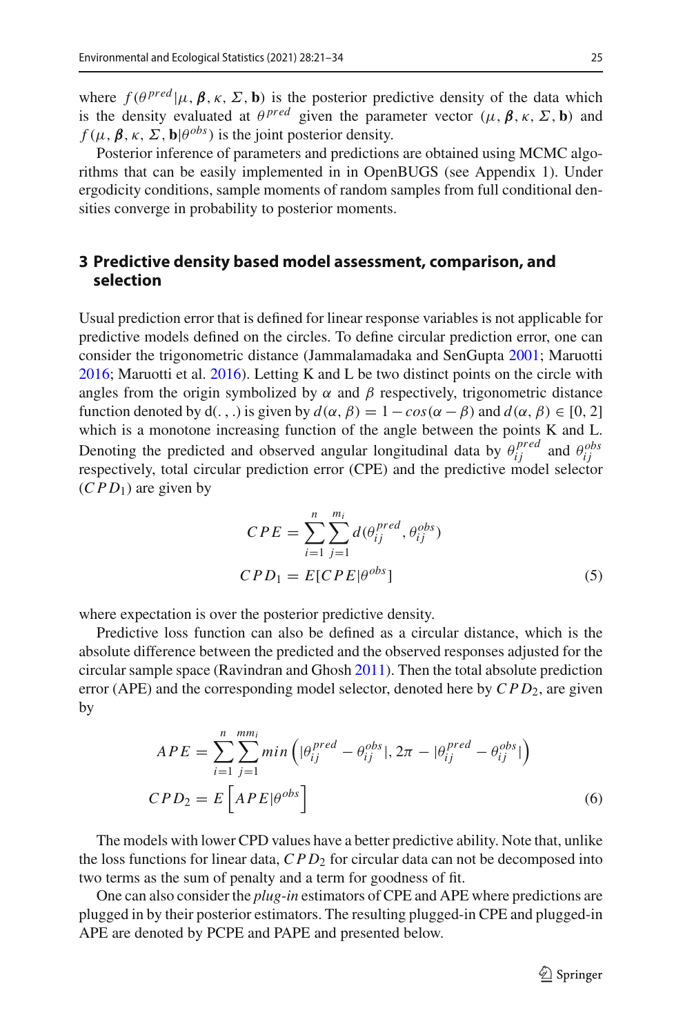where $f(\theta^{pred}|\mu, \boldsymbol{\beta}, \kappa, \Sigma, \mathbf{b})$ is the posterior predictive density of the data which is the density evaluated at $\theta^{pred}$ given the parameter vector $(\mu, \boldsymbol{\beta}, \kappa, \Sigma, \mathbf{b})$ and $f(\mu, \boldsymbol{\beta}, \kappa, \Sigma, \mathbf{b}|\theta^{obs})$ is the joint posterior density.

Posterior inference of parameters and predictions are obtained using MCMC algorithms that can be easily implemented in in OpenBUGS (see Appendix 1). Under ergodicity conditions, sample moments of random samples from full conditional densities converge in probability to posterior moments.

## 3 Predictive density based model assessment, comparison, and selection

Usual prediction error that is defined for linear response variables is not applicable for predictive models defined on the circles. To define circular prediction error, one can consider the trigonometric distance (Jammalamadaka and SenGupta 2001; Maruotti 2016; Maruotti et al. 2016). Letting K and L be two distinct points on the circle with angles from the origin symbolized by $\alpha$ and $\beta$ respectively, trigonometric distance function denoted by d(. , .) is given by $d(\alpha, \beta) = 1 - cos(\alpha - \beta)$ and $d(\alpha, \beta) \in [0, 2]$ which is a monotone increasing function of the angle between the points K and L. Denoting the predicted and observed angular longitudinal data by $\theta_{ij}^{pred}$ and $\theta_{ij}^{obs}$ respectively, total circular prediction error (CPE) and the predictive model selector ($CPD_1$) are given by

$$
\begin{aligned}
CPE &= \sum_{i=1}^{n} \sum_{j=1}^{m_i} d(\theta_{ij}^{pred}, \theta_{ij}^{obs}) \\
CPD_1 &= E[CPE|\theta^{obs}]
\end{aligned}
\tag{5}
$$

where expectation is over the posterior predictive density.

Predictive loss function can also be defined as a circular distance, which is the absolute difference between the predicted and the observed responses adjusted for the circular sample space (Ravindran and Ghosh 2011). Then the total absolute prediction error (APE) and the corresponding model selector, denoted here by $CPD_2$, are given by

$$
\begin{aligned}
APE &= \sum_{i=1}^{n} \sum_{j=1}^{mm_i} min\left(|\theta_{ij}^{pred} - \theta_{ij}^{obs}|, 2\pi - |\theta_{ij}^{pred} - \theta_{ij}^{obs}|\right) \\
CPD_2 &= E\left[APE|\theta^{obs}\right]
\end{aligned}
\tag{6}
$$

The models with lower CPD values have a better predictive ability. Note that, unlike the loss functions for linear data, $CPD_2$ for circular data can not be decomposed into two terms as the sum of penalty and a term for goodness of fit.

One can also consider the *plug-in* estimators of CPE and APE where predictions are plugged in by their posterior estimators. The resulting plugged-in CPE and plugged-in APE are denoted by PCPE and PAPE and presented below.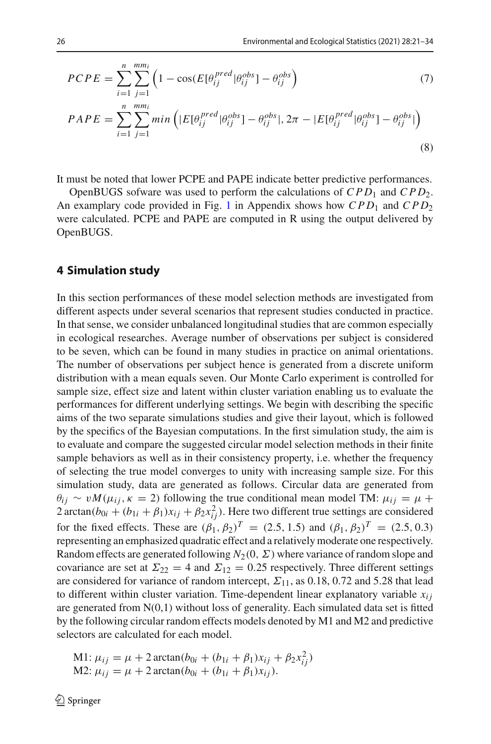$$PCPE = \sum_{i=1}^{n} \sum_{j=1}^{mm_i} \left(1 - \cos(E[\theta_{ij}^{pred}|\theta_{ij}^{obs}] - \theta_{ij}^{obs}\right) \tag{7}$$

$$PAPE = \sum_{i=1}^{n} \sum_{j=1}^{mm_i} min\left(|E[\theta_{ij}^{pred}|\theta_{ij}^{obs}] - \theta_{ij}^{obs}|, 2\pi - |E[\theta_{ij}^{pred}|\theta_{ij}^{obs}] - \theta_{ij}^{obs}|\right) \tag{8}$$

It must be noted that lower PCPE and PAPE indicate better predictive performances.

OpenBUGS sofware was used to perform the calculations of $CPD_1$ and $CPD_2$. An examplary code provided in Fig. 1 in Appendix shows how $CPD_1$ and $CPD_2$ were calculated. PCPE and PAPE are computed in R using the output delivered by OpenBUGS.

## 4 Simulation study

In this section performances of these model selection methods are investigated from different aspects under several scenarios that represent studies conducted in practice. In that sense, we consider unbalanced longitudinal studies that are common especially in ecological researches. Average number of observations per subject is considered to be seven, which can be found in many studies in practice on animal orientations. The number of observations per subject hence is generated from a discrete uniform distribution with a mean equals seven. Our Monte Carlo experiment is controlled for sample size, effect size and latent within cluster variation enabling us to evaluate the performances for different underlying settings. We begin with describing the specific aims of the two separate simulations studies and give their layout, which is followed by the specifics of the Bayesian computations. In the first simulation study, the aim is to evaluate and compare the suggested circular model selection methods in their finite sample behaviors as well as in their consistency property, i.e. whether the frequency of selecting the true model converges to unity with increasing sample size. For this simulation study, data are generated as follows. Circular data are generated from $\theta_{ij} \sim vM(\mu_{ij}, \kappa = 2)$ following the true conditional mean model TM: $\mu_{ij} = \mu + 2\arctan(b_{0i} + (b_{1i} + \beta_1)x_{ij} + \beta_2 x_{ij}^2)$. Here two different true settings are considered for the fixed effects. These are $(\beta_1, \beta_2)^T = (2.5, 1.5)$ and $(\beta_1, \beta_2)^T = (2.5, 0.3)$ representing an emphasized quadratic effect and a relatively moderate one respectively. Random effects are generated following $N_2(0, \Sigma)$ where variance of random slope and covariance are set at $\Sigma_{22} = 4$ and $\Sigma_{12} = 0.25$ respectively. Three different settings are considered for variance of random intercept, $\Sigma_{11}$, as 0.18, 0.72 and 5.28 that lead to different within cluster variation. Time-dependent linear explanatory variable $x_{ij}$ are generated from N(0,1) without loss of generality. Each simulated data set is fitted by the following circular random effects models denoted by M1 and M2 and predictive selectors are calculated for each model.

M1: $\mu_{ij} = \mu + 2\arctan(b_{0i} + (b_{1i} + \beta_1)x_{ij} + \beta_2 x_{ij}^2)$
M2: $\mu_{ij} = \mu + 2\arctan(b_{0i} + (b_{1i} + \beta_1)x_{ij})$.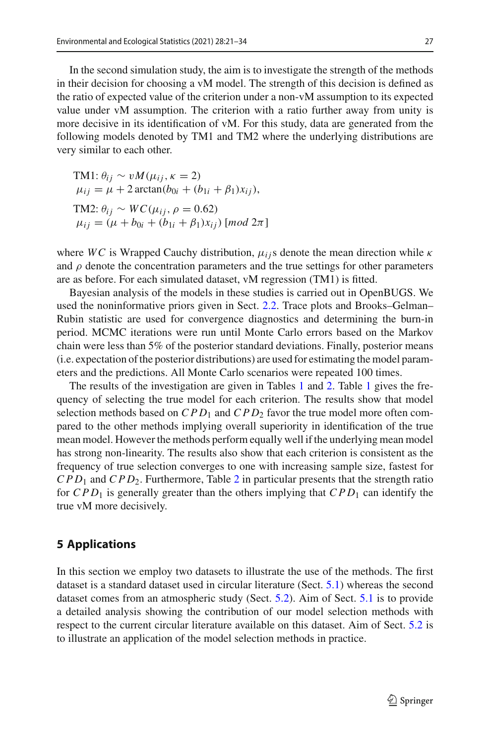In the second simulation study, the aim is to investigate the strength of the methods in their decision for choosing a vM model. The strength of this decision is defined as the ratio of expected value of the criterion under a non-vM assumption to its expected value under vM assumption. The criterion with a ratio further away from unity is more decisive in its identification of vM. For this study, data are generated from the following models denoted by TM1 and TM2 where the underlying distributions are very similar to each other.

$$
\begin{aligned}
&\text{TM1: } \theta_{ij} \sim vM(\mu_{ij}, \kappa = 2)\\
&\mu_{ij} = \mu + 2\arctan(b_{0i} + (b_{1i} + \beta_1)x_{ij}),\\
&\text{TM2: } \theta_{ij} \sim WC(\mu_{ij}, \rho = 0.62)\\
&\mu_{ij} = (\mu + b_{0i} + (b_{1i} + \beta_1)x_{ij})\ [mod\ 2\pi]
\end{aligned}
$$

where $WC$ is Wrapped Cauchy distribution, $\mu_{ij}$s denote the mean direction while $\kappa$ and $\rho$ denote the concentration parameters and the true settings for other parameters are as before. For each simulated dataset, vM regression (TM1) is fitted.

Bayesian analysis of the models in these studies is carried out in OpenBUGS. We used the noninformative priors given in Sect. 2.2. Trace plots and Brooks–Gelman–Rubin statistic are used for convergence diagnostics and determining the burn-in period. MCMC iterations were run until Monte Carlo errors based on the Markov chain were less than 5% of the posterior standard deviations. Finally, posterior means (i.e. expectation of the posterior distributions) are used for estimating the model parameters and the predictions. All Monte Carlo scenarios were repeated 100 times.

The results of the investigation are given in Tables 1 and 2. Table 1 gives the frequency of selecting the true model for each criterion. The results show that model selection methods based on $CPD_1$ and $CPD_2$ favor the true model more often compared to the other methods implying overall superiority in identification of the true mean model. However the methods perform equally well if the underlying mean model has strong non-linearity. The results also show that each criterion is consistent as the frequency of true selection converges to one with increasing sample size, fastest for $CPD_1$ and $CPD_2$. Furthermore, Table 2 in particular presents that the strength ratio for $CPD_1$ is generally greater than the others implying that $CPD_1$ can identify the true vM more decisively.

## 5 Applications

In this section we employ two datasets to illustrate the use of the methods. The first dataset is a standard dataset used in circular literature (Sect. 5.1) whereas the second dataset comes from an atmospheric study (Sect. 5.2). Aim of Sect. 5.1 is to provide a detailed analysis showing the contribution of our model selection methods with respect to the current circular literature available on this dataset. Aim of Sect. 5.2 is to illustrate an application of the model selection methods in practice.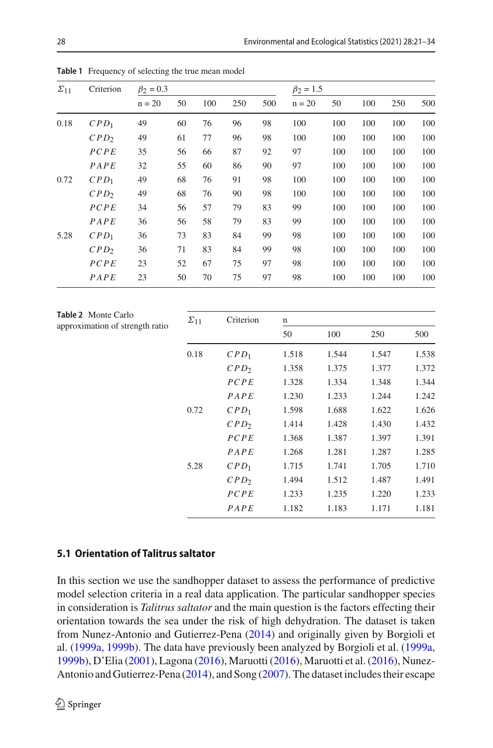**Table 1** Frequency of selecting the true mean model

| $\Sigma_{11}$ | Criterion | $\beta_2 = 0.3$ | | | | | $\beta_2 = 1.5$ | | | | |
|---|---|---|---|---|---|---|---|---|---|---|---|
| | | n = 20 | 50 | 100 | 250 | 500 | n = 20 | 50 | 100 | 250 | 500 |
| 0.18 | $CPD_1$ | 49 | 60 | 76 | 96 | 98 | 100 | 100 | 100 | 100 | 100 |
| | $CPD_2$ | 49 | 61 | 77 | 96 | 98 | 100 | 100 | 100 | 100 | 100 |
| | $PCPE$ | 35 | 56 | 66 | 87 | 92 | 97 | 100 | 100 | 100 | 100 |
| | $PAPE$ | 32 | 55 | 60 | 86 | 90 | 97 | 100 | 100 | 100 | 100 |
| 0.72 | $CPD_1$ | 49 | 68 | 76 | 91 | 98 | 100 | 100 | 100 | 100 | 100 |
| | $CPD_2$ | 49 | 68 | 76 | 90 | 98 | 100 | 100 | 100 | 100 | 100 |
| | $PCPE$ | 34 | 56 | 57 | 79 | 83 | 99 | 100 | 100 | 100 | 100 |
| | $PAPE$ | 36 | 56 | 58 | 79 | 83 | 99 | 100 | 100 | 100 | 100 |
| 5.28 | $CPD_1$ | 36 | 73 | 83 | 84 | 99 | 98 | 100 | 100 | 100 | 100 |
| | $CPD_2$ | 36 | 71 | 83 | 84 | 99 | 98 | 100 | 100 | 100 | 100 |
| | $PCPE$ | 23 | 52 | 67 | 75 | 97 | 98 | 100 | 100 | 100 | 100 |
| | $PAPE$ | 23 | 50 | 70 | 75 | 97 | 98 | 100 | 100 | 100 | 100 |

**Table 2** Monte Carlo approximation of strength ratio

| $\Sigma_{11}$ | Criterion | n | | | |
|---|---|---|---|---|---|
| | | 50 | 100 | 250 | 500 |
| 0.18 | $CPD_1$ | 1.518 | 1.544 | 1.547 | 1.538 |
| | $CPD_2$ | 1.358 | 1.375 | 1.377 | 1.372 |
| | $PCPE$ | 1.328 | 1.334 | 1.348 | 1.344 |
| | $PAPE$ | 1.230 | 1.233 | 1.244 | 1.242 |
| 0.72 | $CPD_1$ | 1.598 | 1.688 | 1.622 | 1.626 |
| | $CPD_2$ | 1.414 | 1.428 | 1.430 | 1.432 |
| | $PCPE$ | 1.368 | 1.387 | 1.397 | 1.391 |
| | $PAPE$ | 1.268 | 1.281 | 1.287 | 1.285 |
| 5.28 | $CPD_1$ | 1.715 | 1.741 | 1.705 | 1.710 |
| | $CPD_2$ | 1.494 | 1.512 | 1.487 | 1.491 |
| | $PCPE$ | 1.233 | 1.235 | 1.220 | 1.233 |
| | $PAPE$ | 1.182 | 1.183 | 1.171 | 1.181 |

### 5.1 Orientation of Talitrus saltator

In this section we use the sandhopper dataset to assess the performance of predictive model selection criteria in a real data application. The particular sandhopper species in consideration is *Talitrus saltator* and the main question is the factors effecting their orientation towards the sea under the risk of high dehydration. The dataset is taken from Nunez-Antonio and Gutierrez-Pena (2014) and originally given by Borgioli et al. (1999a, 1999b). The data have previously been analyzed by Borgioli et al. (1999a, 1999b), D'Elia (2001), Lagona (2016), Maruotti (2016), Maruotti et al. (2016), Nunez-Antonio and Gutierrez-Pena (2014), and Song (2007). The dataset includes their escape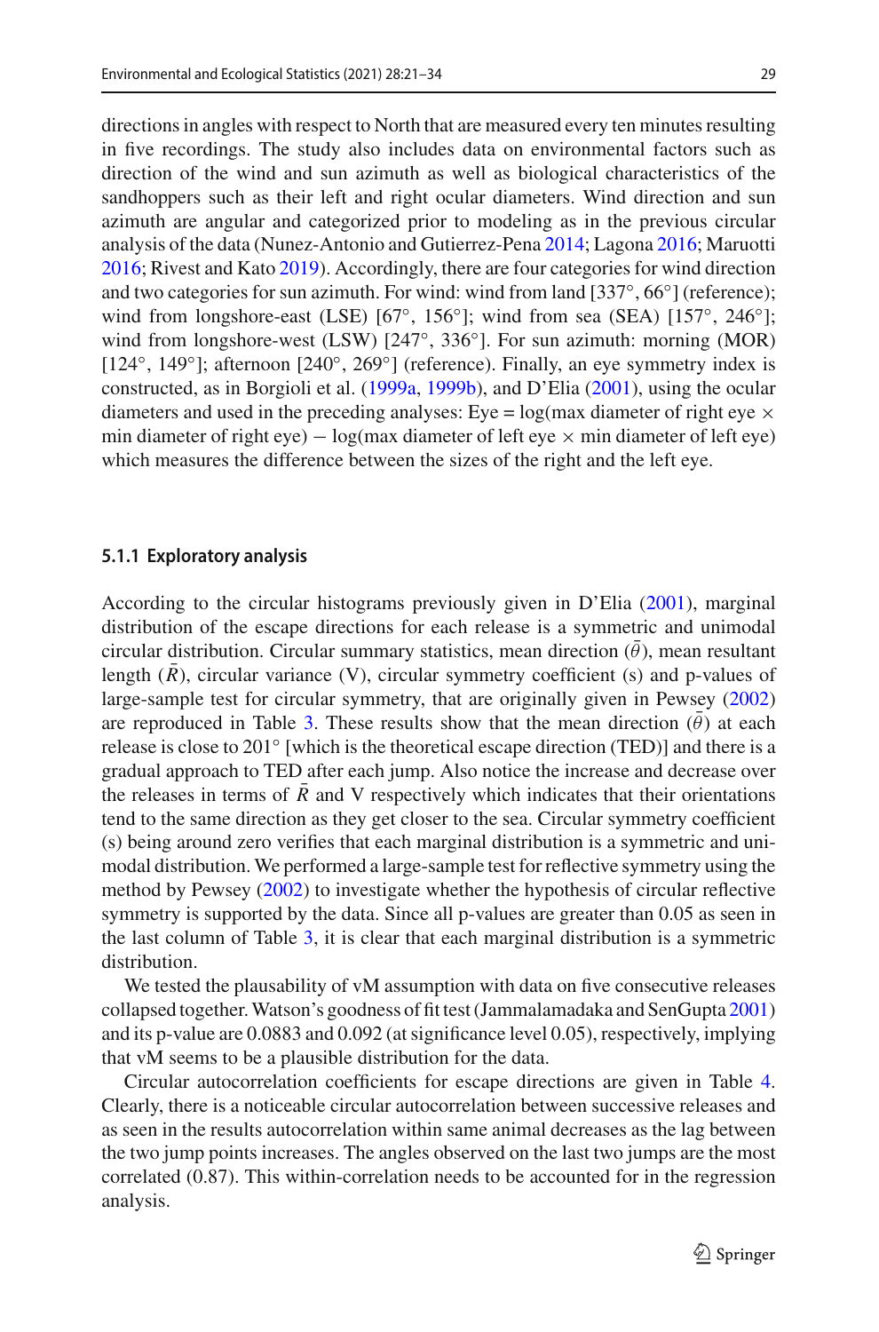directions in angles with respect to North that are measured every ten minutes resulting in five recordings. The study also includes data on environmental factors such as direction of the wind and sun azimuth as well as biological characteristics of the sandhoppers such as their left and right ocular diameters. Wind direction and sun azimuth are angular and categorized prior to modeling as in the previous circular analysis of the data (Nunez-Antonio and Gutierrez-Pena 2014; Lagona 2016; Maruotti 2016; Rivest and Kato 2019). Accordingly, there are four categories for wind direction and two categories for sun azimuth. For wind: wind from land [337°, 66°] (reference); wind from longshore-east (LSE) [67°, 156°]; wind from sea (SEA) [157°, 246°]; wind from longshore-west (LSW) [247°, 336°]. For sun azimuth: morning (MOR) [124°, 149°]; afternoon [240°, 269°] (reference). Finally, an eye symmetry index is constructed, as in Borgioli et al. (1999a, 1999b), and D'Elia (2001), using the ocular diameters and used in the preceding analyses: Eye = log(max diameter of right eye $\times$ min diameter of right eye) $-$ log(max diameter of left eye $\times$ min diameter of left eye) which measures the difference between the sizes of the right and the left eye.

#### 5.1.1 Exploratory analysis

According to the circular histograms previously given in D'Elia (2001), marginal distribution of the escape directions for each release is a symmetric and unimodal circular distribution. Circular summary statistics, mean direction ($\bar{\theta}$), mean resultant length ($\bar{R}$), circular variance (V), circular symmetry coefficient (s) and p-values of large-sample test for circular symmetry, that are originally given in Pewsey (2002) are reproduced in Table 3. These results show that the mean direction ($\bar{\theta}$) at each release is close to 201° [which is the theoretical escape direction (TED)] and there is a gradual approach to TED after each jump. Also notice the increase and decrease over the releases in terms of $\bar{R}$ and V respectively which indicates that their orientations tend to the same direction as they get closer to the sea. Circular symmetry coefficient (s) being around zero verifies that each marginal distribution is a symmetric and unimodal distribution. We performed a large-sample test for reflective symmetry using the method by Pewsey (2002) to investigate whether the hypothesis of circular reflective symmetry is supported by the data. Since all p-values are greater than 0.05 as seen in the last column of Table 3, it is clear that each marginal distribution is a symmetric distribution.

We tested the plausability of vM assumption with data on five consecutive releases collapsed together. Watson's goodness of fit test (Jammalamadaka and SenGupta 2001) and its p-value are 0.0883 and 0.092 (at significance level 0.05), respectively, implying that vM seems to be a plausible distribution for the data.

Circular autocorrelation coefficients for escape directions are given in Table 4. Clearly, there is a noticeable circular autocorrelation between successive releases and as seen in the results autocorrelation within same animal decreases as the lag between the two jump points increases. The angles observed on the last two jumps are the most correlated (0.87). This within-correlation needs to be accounted for in the regression analysis.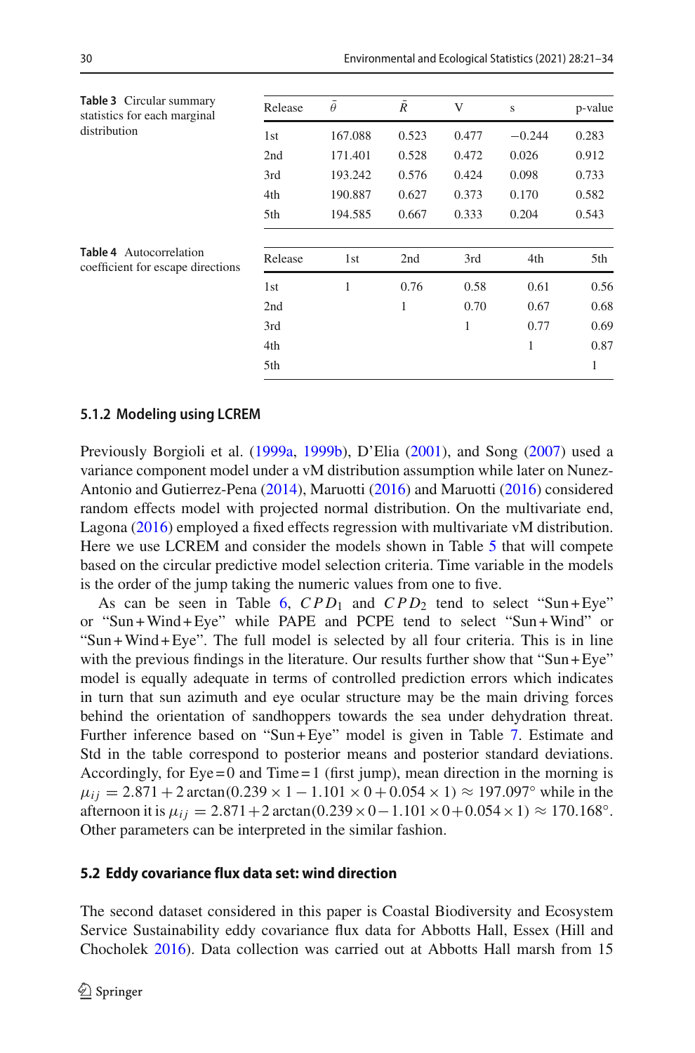**Table 3** Circular summary statistics for each marginal distribution

| Release | $\bar{\theta}$ | $\bar{R}$ | V | s | p-value |
|---|---|---|---|---|---|
| 1st | 167.088 | 0.523 | 0.477 | −0.244 | 0.283 |
| 2nd | 171.401 | 0.528 | 0.472 | 0.026 | 0.912 |
| 3rd | 193.242 | 0.576 | 0.424 | 0.098 | 0.733 |
| 4th | 190.887 | 0.627 | 0.373 | 0.170 | 0.582 |
| 5th | 194.585 | 0.667 | 0.333 | 0.204 | 0.543 |

**Table 4** Autocorrelation coefficient for escape directions

| Release | 1st | 2nd | 3rd | 4th | 5th |
|---|---|---|---|---|---|
| 1st | 1 | 0.76 | 0.58 | 0.61 | 0.56 |
| 2nd | | 1 | 0.70 | 0.67 | 0.68 |
| 3rd | | | 1 | 0.77 | 0.69 |
| 4th | | | | 1 | 0.87 |
| 5th | | | | | 1 |

### 5.1.2 Modeling using LCREM

Previously Borgioli et al. (1999a, 1999b), D'Elia (2001), and Song (2007) used a variance component model under a vM distribution assumption while later on Nunez-Antonio and Gutierrez-Pena (2014), Maruotti (2016) and Maruotti (2016) considered random effects model with projected normal distribution. On the multivariate end, Lagona (2016) employed a fixed effects regression with multivariate vM distribution. Here we use LCREM and consider the models shown in Table 5 that will compete based on the circular predictive model selection criteria. Time variable in the models is the order of the jump taking the numeric values from one to five.

As can be seen in Table 6, $CPD_1$ and $CPD_2$ tend to select "Sun + Eye" or "Sun + Wind + Eye" while PAPE and PCPE tend to select "Sun + Wind" or "Sun + Wind + Eye". The full model is selected by all four criteria. This is in line with the previous findings in the literature. Our results further show that "Sun + Eye" model is equally adequate in terms of controlled prediction errors which indicates in turn that sun azimuth and eye ocular structure may be the main driving forces behind the orientation of sandhoppers towards the sea under dehydration threat. Further inference based on "Sun + Eye" model is given in Table 7. Estimate and Std in the table correspond to posterior means and posterior standard deviations. Accordingly, for Eye = 0 and Time = 1 (first jump), mean direction in the morning is $\mu_{ij} = 2.871 + 2\arctan(0.239 \times 1 - 1.101 \times 0 + 0.054 \times 1) \approx 197.097°$ while in the afternoon it is $\mu_{ij} = 2.871 + 2\arctan(0.239 \times 0 - 1.101 \times 0 + 0.054 \times 1) \approx 170.168°$. Other parameters can be interpreted in the similar fashion.

## 5.2 Eddy covariance flux data set: wind direction

The second dataset considered in this paper is Coastal Biodiversity and Ecosystem Service Sustainability eddy covariance flux data for Abbotts Hall, Essex (Hill and Chocholek 2016). Data collection was carried out at Abbotts Hall marsh from 15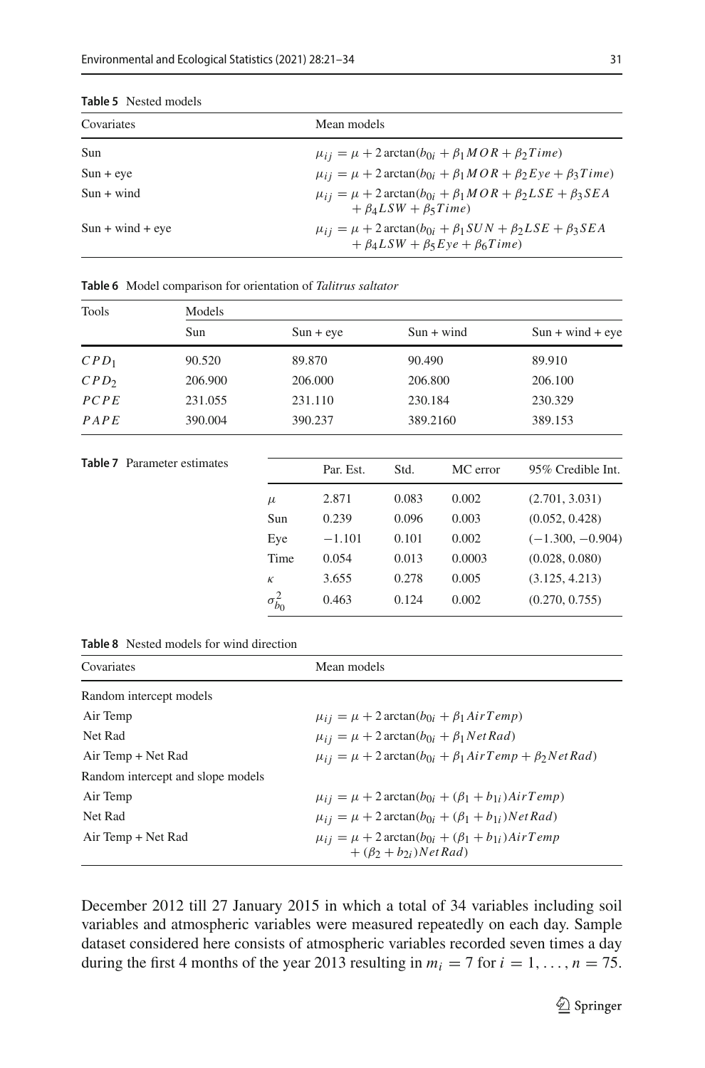**Table 5** Nested models

| Covariates | Mean models |
|---|---|
| Sun | $\mu_{ij} = \mu + 2\arctan(b_{0i} + \beta_1 MOR + \beta_2 Time)$ |
| Sun + eye | $\mu_{ij} = \mu + 2\arctan(b_{0i} + \beta_1 MOR + \beta_2 Eye + \beta_3 Time)$ |
| Sun + wind | $\mu_{ij} = \mu + 2\arctan(b_{0i} + \beta_1 MOR + \beta_2 LSE + \beta_3 SEA + \beta_4 LSW + \beta_5 Time)$ |
| Sun + wind + eye | $\mu_{ij} = \mu + 2\arctan(b_{0i} + \beta_1 SUN + \beta_2 LSE + \beta_3 SEA + \beta_4 LSW + \beta_5 Eye + \beta_6 Time)$ |

**Table 6** Model comparison for orientation of *Talitrus saltator*

| Tools | Models | | | |
|---|---|---|---|---|
| | Sun | Sun + eye | Sun + wind | Sun + wind + eye |
| $CPD_1$ | 90.520 | 89.870 | 90.490 | 89.910 |
| $CPD_2$ | 206.900 | 206.000 | 206.800 | 206.100 |
| $PCPE$ | 231.055 | 231.110 | 230.184 | 230.329 |
| $PAPE$ | 390.004 | 390.237 | 389.2160 | 389.153 |

**Table 7** Parameter estimates

| | Par. Est. | Std. | MC error | 95% Credible Int. |
|---|---|---|---|---|
| $\mu$ | 2.871 | 0.083 | 0.002 | (2.701, 3.031) |
| Sun | 0.239 | 0.096 | 0.003 | (0.052, 0.428) |
| Eye | −1.101 | 0.101 | 0.002 | (−1.300, −0.904) |
| Time | 0.054 | 0.013 | 0.0003 | (0.028, 0.080) |
| $\kappa$ | 3.655 | 0.278 | 0.005 | (3.125, 4.213) |
| $\sigma^2_{b_0}$ | 0.463 | 0.124 | 0.002 | (0.270, 0.755) |

**Table 8** Nested models for wind direction

| Covariates | Mean models |
|---|---|
| Random intercept models | |
| Air Temp | $\mu_{ij} = \mu + 2\arctan(b_{0i} + \beta_1 AirTemp)$ |
| Net Rad | $\mu_{ij} = \mu + 2\arctan(b_{0i} + \beta_1 NetRad)$ |
| Air Temp + Net Rad | $\mu_{ij} = \mu + 2\arctan(b_{0i} + \beta_1 AirTemp + \beta_2 NetRad)$ |
| Random intercept and slope models | |
| Air Temp | $\mu_{ij} = \mu + 2\arctan(b_{0i} + (\beta_1 + b_{1i})AirTemp)$ |
| Net Rad | $\mu_{ij} = \mu + 2\arctan(b_{0i} + (\beta_1 + b_{1i})NetRad)$ |
| Air Temp + Net Rad | $\mu_{ij} = \mu + 2\arctan(b_{0i} + (\beta_1 + b_{1i})AirTemp + (\beta_2 + b_{2i})NetRad)$ |

December 2012 till 27 January 2015 in which a total of 34 variables including soil variables and atmospheric variables were measured repeatedly on each day. Sample dataset considered here consists of atmospheric variables recorded seven times a day during the first 4 months of the year 2013 resulting in $m_i = 7$ for $i = 1, \ldots, n = 75$.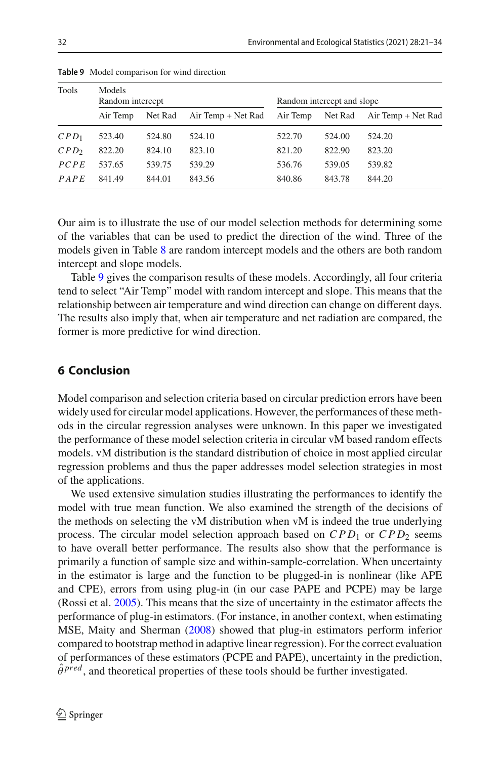**Table 9** Model comparison for wind direction

| Tools | Models | | | | | |
|---|---|---|---|---|---|---|
| | Random intercept | | | Random intercept and slope | | |
| | Air Temp | Net Rad | Air Temp + Net Rad | Air Temp | Net Rad | Air Temp + Net Rad |
| $CPD_1$ | 523.40 | 524.80 | 524.10 | 522.70 | 524.00 | 524.20 |
| $CPD_2$ | 822.20 | 824.10 | 823.10 | 821.20 | 822.90 | 823.20 |
| $PCPE$ | 537.65 | 539.75 | 539.29 | 536.76 | 539.05 | 539.82 |
| $PAPE$ | 841.49 | 844.01 | 843.56 | 840.86 | 843.78 | 844.20 |

Our aim is to illustrate the use of our model selection methods for determining some of the variables that can be used to predict the direction of the wind. Three of the models given in Table 8 are random intercept models and the others are both random intercept and slope models.

Table 9 gives the comparison results of these models. Accordingly, all four criteria tend to select "Air Temp" model with random intercept and slope. This means that the relationship between air temperature and wind direction can change on different days. The results also imply that, when air temperature and net radiation are compared, the former is more predictive for wind direction.

## 6 Conclusion

Model comparison and selection criteria based on circular prediction errors have been widely used for circular model applications. However, the performances of these methods in the circular regression analyses were unknown. In this paper we investigated the performance of these model selection criteria in circular vM based random effects models. vM distribution is the standard distribution of choice in most applied circular regression problems and thus the paper addresses model selection strategies in most of the applications.

We used extensive simulation studies illustrating the performances to identify the model with true mean function. We also examined the strength of the decisions of the methods on selecting the vM distribution when vM is indeed the true underlying process. The circular model selection approach based on $CPD_1$ or $CPD_2$ seems to have overall better performance. The results also show that the performance is primarily a function of sample size and within-sample-correlation. When uncertainty in the estimator is large and the function to be plugged-in is nonlinear (like APE and CPE), errors from using plug-in (in our case PAPE and PCPE) may be large (Rossi et al. 2005). This means that the size of uncertainty in the estimator affects the performance of plug-in estimators. (For instance, in another context, when estimating MSE, Maity and Sherman (2008) showed that plug-in estimators perform inferior compared to bootstrap method in adaptive linear regression). For the correct evaluation of performances of these estimators (PCPE and PAPE), uncertainty in the prediction, $\hat{\theta}^{pred}$, and theoretical properties of these tools should be further investigated.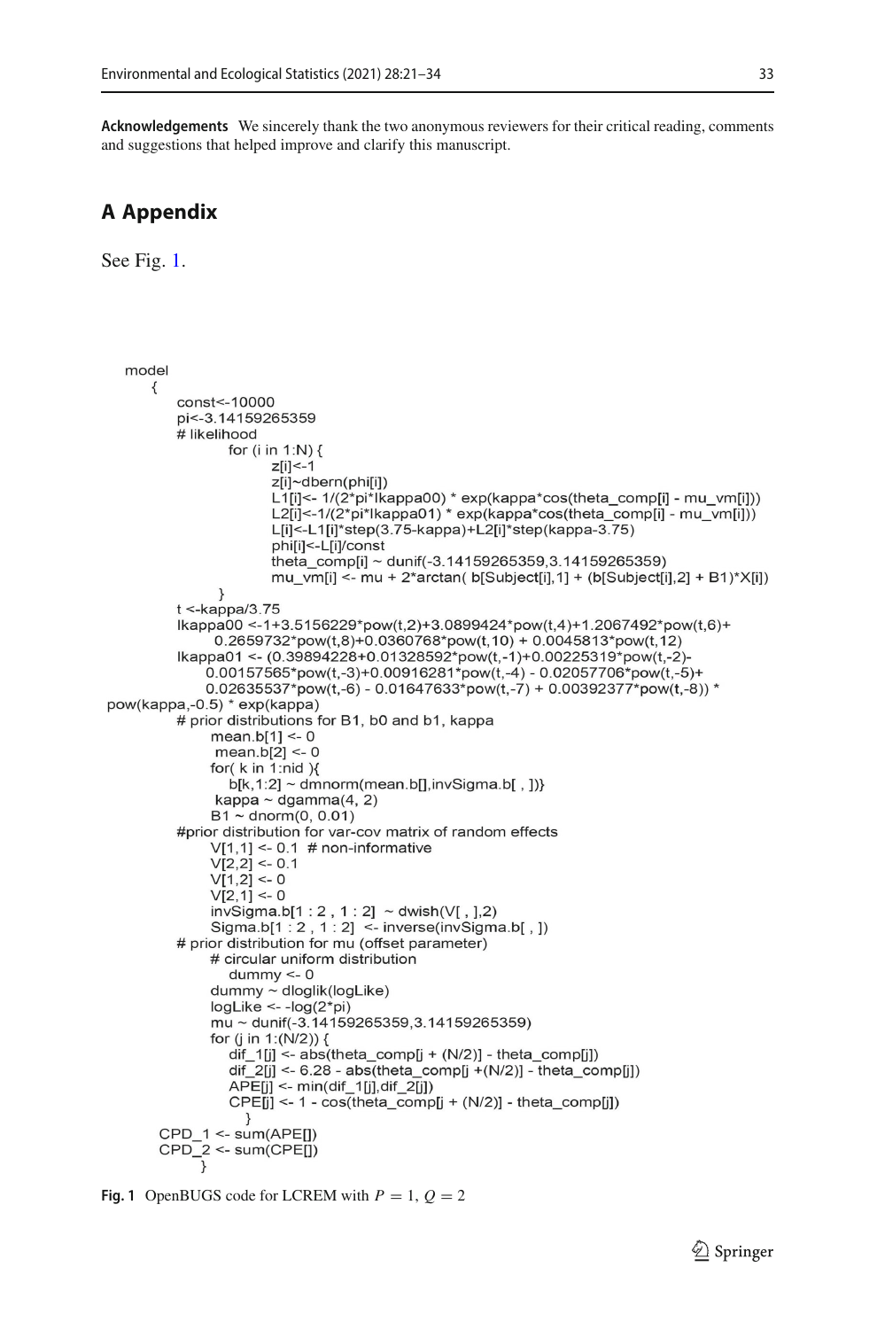**Acknowledgements** We sincerely thank the two anonymous reviewers for their critical reading, comments and suggestions that helped improve and clarify this manuscript.

## A Appendix

See Fig. 1.

```
model
    {
        const<-10000
        pi<-3.14159265359
        # likelihood
            for (i in 1:N) {
                z[i]<-1
                z[i]~dbern(phi[i])
                L1[i]<- 1/(2*pi*Ikappa00) * exp(kappa*cos(theta_comp[i] - mu_vm[i]))
                L2[i]<-1/(2*pi*Ikappa01) * exp(kappa*cos(theta_comp[i] - mu_vm[i]))
                L[i]<-L1[i]*step(3.75-kappa)+L2[i]*step(kappa-3.75)
                phi[i]<-L[i]/const
                theta_comp[i] ~ dunif(-3.14159265359,3.14159265359)
                mu_vm[i] <- mu + 2*arctan( b[Subject[i],1] + (b[Subject[i],2] + B1)*X[i])
            }
        t <-kappa/3.75
        Ikappa00 <-1+3.5156229*pow(t,2)+3.0899424*pow(t,4)+1.2067492*pow(t,6)+
            0.2659732*pow(t,8)+0.0360768*pow(t,10) + 0.0045813*pow(t,12)
        Ikappa01 <- (0.39894228+0.01328592*pow(t,-1)+0.00225319*pow(t,-2)-
            0.00157565*pow(t,-3)+0.00916281*pow(t,-4) - 0.02057706*pow(t,-5)+
            0.02635537*pow(t,-6) - 0.01647633*pow(t,-7) + 0.00392377*pow(t,-8)) *
pow(kappa,-0.5) * exp(kappa)
        # prior distributions for B1, b0 and b1, kappa
            mean.b[1] <- 0
             mean.b[2] <- 0
            for( k in 1:nid ){
               b[k,1:2] ~ dmnorm(mean.b[],invSigma.b[ , ])}
             kappa ~ dgamma(4, 2)
            B1 ~ dnorm(0, 0.01)
        #prior distribution for var-cov matrix of random effects
            V[1,1] <- 0.1  # non-informative
            V[2,2] <- 0.1
            V[1,2] <- 0
            V[2,1] <- 0
            invSigma.b[1 : 2 , 1 : 2]  ~ dwish(V[ , ],2)
            Sigma.b[1 : 2 , 1 : 2]  <- inverse(invSigma.b[ , ])
        # prior distribution for mu (offset parameter)
            # circular uniform distribution
                dummy <- 0
                dummy ~ dloglik(logLike)
                logLike <- -log(2*pi)
                mu ~ dunif(-3.14159265359,3.14159265359)
                for (j in 1:(N/2)) {
                    dif_1[j] <- abs(theta_comp[j + (N/2)] - theta_comp[j])
                    dif_2[j] <- 6.28 - abs(theta_comp[j +(N/2)] - theta_comp[j])
                    APE[j] <- min(dif_1[j],dif_2[j])
                    CPE[j] <- 1 - cos(theta_comp[j + (N/2)] - theta_comp[j])
                    }
        CPD_1 <- sum(APE[])
        CPD_2 <- sum(CPE[])
            }
```

**Fig. 1** OpenBUGS code for LCREM with $P = 1$, $Q = 2$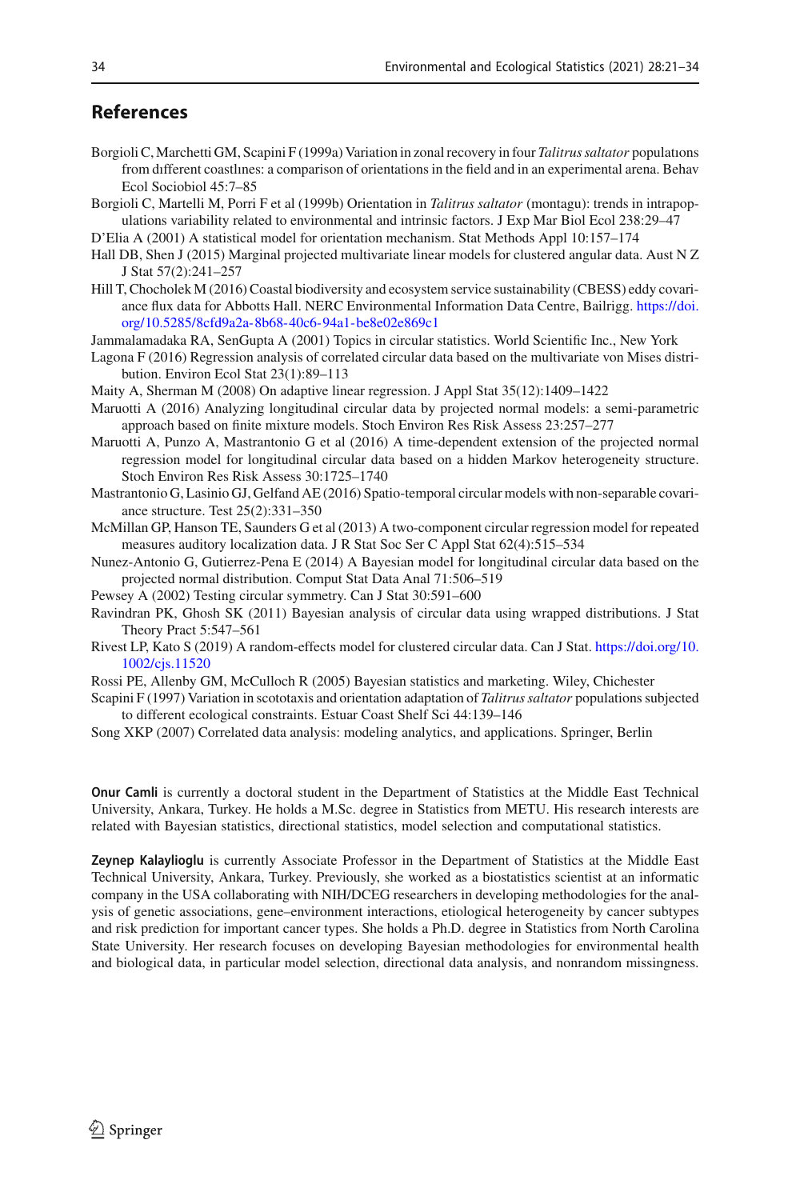## References

Borgioli C, Marchetti GM, Scapini F (1999a) Variation in zonal recovery in four *Talitrus saltator* populatıons from dıfferent coastlınes: a comparison of orientations in the field and in an experimental arena. Behav Ecol Sociobiol 45:7–85

Borgioli C, Martelli M, Porri F et al (1999b) Orientation in *Talitrus saltator* (montagu): trends in intrapopulations variability related to environmental and intrinsic factors. J Exp Mar Biol Ecol 238:29–47

D'Elia A (2001) A statistical model for orientation mechanism. Stat Methods Appl 10:157–174

Hall DB, Shen J (2015) Marginal projected multivariate linear models for clustered angular data. Aust N Z J Stat 57(2):241–257

Hill T, Chocholek M (2016) Coastal biodiversity and ecosystem service sustainability (CBESS) eddy covariance flux data for Abbotts Hall. NERC Environmental Information Data Centre, Bailrigg. https://doi.org/10.5285/8cfd9a2a-8b68-40c6-94a1-be8e02e869c1

Jammalamadaka RA, SenGupta A (2001) Topics in circular statistics. World Scientific Inc., New York

Lagona F (2016) Regression analysis of correlated circular data based on the multivariate von Mises distribution. Environ Ecol Stat 23(1):89–113

Maity A, Sherman M (2008) On adaptive linear regression. J Appl Stat 35(12):1409–1422

Maruotti A (2016) Analyzing longitudinal circular data by projected normal models: a semi-parametric approach based on finite mixture models. Stoch Environ Res Risk Assess 23:257–277

Maruotti A, Punzo A, Mastrantonio G et al (2016) A time-dependent extension of the projected normal regression model for longitudinal circular data based on a hidden Markov heterogeneity structure. Stoch Environ Res Risk Assess 30:1725–1740

Mastrantonio G, Lasinio GJ, Gelfand AE (2016) Spatio-temporal circular models with non-separable covariance structure. Test 25(2):331–350

McMillan GP, Hanson TE, Saunders G et al (2013) A two-component circular regression model for repeated measures auditory localization data. J R Stat Soc Ser C Appl Stat 62(4):515–534

Nunez-Antonio G, Gutierrez-Pena E (2014) A Bayesian model for longitudinal circular data based on the projected normal distribution. Comput Stat Data Anal 71:506–519

Pewsey A (2002) Testing circular symmetry. Can J Stat 30:591–600

Ravindran PK, Ghosh SK (2011) Bayesian analysis of circular data using wrapped distributions. J Stat Theory Pract 5:547–561

Rivest LP, Kato S (2019) A random-effects model for clustered circular data. Can J Stat. https://doi.org/10.1002/cjs.11520

Rossi PE, Allenby GM, McCulloch R (2005) Bayesian statistics and marketing. Wiley, Chichester

Scapini F (1997) Variation in scototaxis and orientation adaptation of *Talitrus saltator* populations subjected to different ecological constraints. Estuar Coast Shelf Sci 44:139–146

Song XKP (2007) Correlated data analysis: modeling analytics, and applications. Springer, Berlin

**Onur Camli** is currently a doctoral student in the Department of Statistics at the Middle East Technical University, Ankara, Turkey. He holds a M.Sc. degree in Statistics from METU. His research interests are related with Bayesian statistics, directional statistics, model selection and computational statistics.

**Zeynep Kalaylioglu** is currently Associate Professor in the Department of Statistics at the Middle East Technical University, Ankara, Turkey. Previously, she worked as a biostatistics scientist at an informatic company in the USA collaborating with NIH/DCEG researchers in developing methodologies for the analysis of genetic associations, gene–environment interactions, etiological heterogeneity by cancer subtypes and risk prediction for important cancer types. She holds a Ph.D. degree in Statistics from North Carolina State University. Her research focuses on developing Bayesian methodologies for environmental health and biological data, in particular model selection, directional data analysis, and nonrandom missingness.